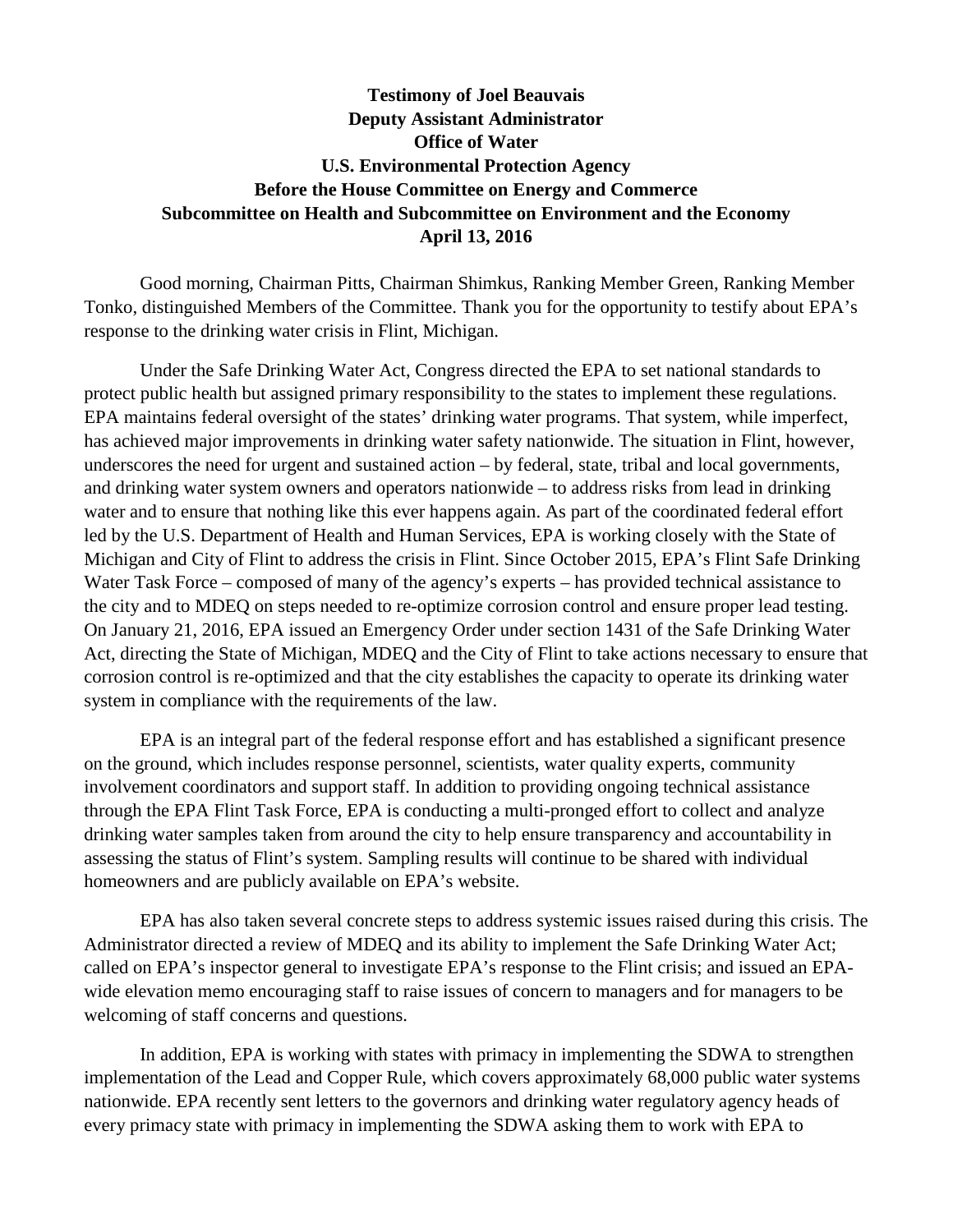**Testimony of Joel Beauvais**
**Deputy Assistant Administrator**
**Office of Water**
**U.S. Environmental Protection Agency**
**Before the House Committee on Energy and Commerce**
**Subcommittee on Health and Subcommittee on Environment and the Economy**
**April 13, 2016**

Good morning, Chairman Pitts, Chairman Shimkus, Ranking Member Green, Ranking Member Tonko, distinguished Members of the Committee. Thank you for the opportunity to testify about EPA's response to the drinking water crisis in Flint, Michigan.

Under the Safe Drinking Water Act, Congress directed the EPA to set national standards to protect public health but assigned primary responsibility to the states to implement these regulations. EPA maintains federal oversight of the states' drinking water programs. That system, while imperfect, has achieved major improvements in drinking water safety nationwide. The situation in Flint, however, underscores the need for urgent and sustained action – by federal, state, tribal and local governments, and drinking water system owners and operators nationwide – to address risks from lead in drinking water and to ensure that nothing like this ever happens again. As part of the coordinated federal effort led by the U.S. Department of Health and Human Services, EPA is working closely with the State of Michigan and City of Flint to address the crisis in Flint. Since October 2015, EPA's Flint Safe Drinking Water Task Force – composed of many of the agency's experts – has provided technical assistance to the city and to MDEQ on steps needed to re-optimize corrosion control and ensure proper lead testing. On January 21, 2016, EPA issued an Emergency Order under section 1431 of the Safe Drinking Water Act, directing the State of Michigan, MDEQ and the City of Flint to take actions necessary to ensure that corrosion control is re-optimized and that the city establishes the capacity to operate its drinking water system in compliance with the requirements of the law.

EPA is an integral part of the federal response effort and has established a significant presence on the ground, which includes response personnel, scientists, water quality experts, community involvement coordinators and support staff. In addition to providing ongoing technical assistance through the EPA Flint Task Force, EPA is conducting a multi-pronged effort to collect and analyze drinking water samples taken from around the city to help ensure transparency and accountability in assessing the status of Flint's system. Sampling results will continue to be shared with individual homeowners and are publicly available on EPA's website.

EPA has also taken several concrete steps to address systemic issues raised during this crisis. The Administrator directed a review of MDEQ and its ability to implement the Safe Drinking Water Act; called on EPA's inspector general to investigate EPA's response to the Flint crisis; and issued an EPA-wide elevation memo encouraging staff to raise issues of concern to managers and for managers to be welcoming of staff concerns and questions.

In addition, EPA is working with states with primacy in implementing the SDWA to strengthen implementation of the Lead and Copper Rule, which covers approximately 68,000 public water systems nationwide. EPA recently sent letters to the governors and drinking water regulatory agency heads of every primacy state with primacy in implementing the SDWA asking them to work with EPA to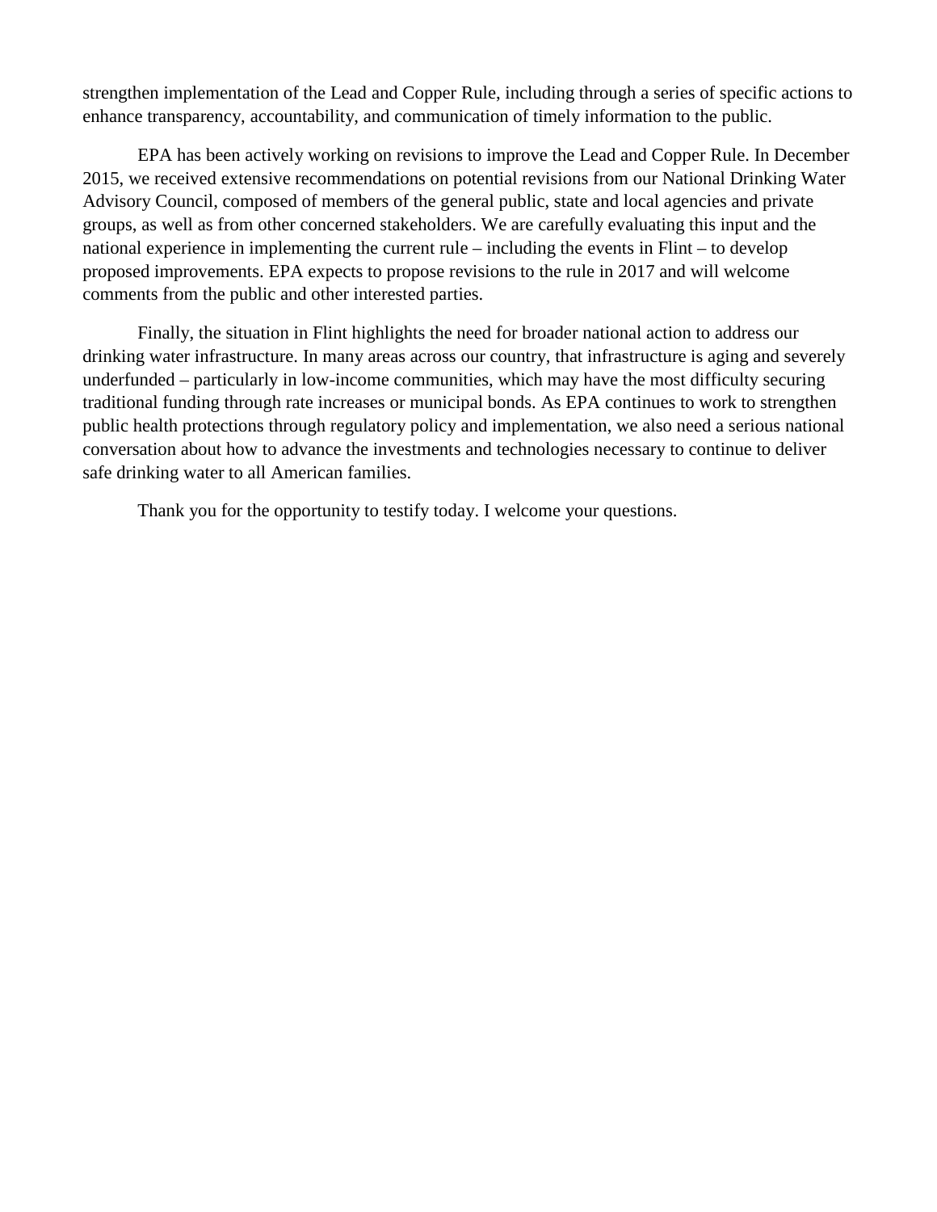strengthen implementation of the Lead and Copper Rule, including through a series of specific actions to enhance transparency, accountability, and communication of timely information to the public.

EPA has been actively working on revisions to improve the Lead and Copper Rule. In December 2015, we received extensive recommendations on potential revisions from our National Drinking Water Advisory Council, composed of members of the general public, state and local agencies and private groups, as well as from other concerned stakeholders. We are carefully evaluating this input and the national experience in implementing the current rule – including the events in Flint – to develop proposed improvements. EPA expects to propose revisions to the rule in 2017 and will welcome comments from the public and other interested parties.

Finally, the situation in Flint highlights the need for broader national action to address our drinking water infrastructure. In many areas across our country, that infrastructure is aging and severely underfunded – particularly in low-income communities, which may have the most difficulty securing traditional funding through rate increases or municipal bonds. As EPA continues to work to strengthen public health protections through regulatory policy and implementation, we also need a serious national conversation about how to advance the investments and technologies necessary to continue to deliver safe drinking water to all American families.

Thank you for the opportunity to testify today. I welcome your questions.